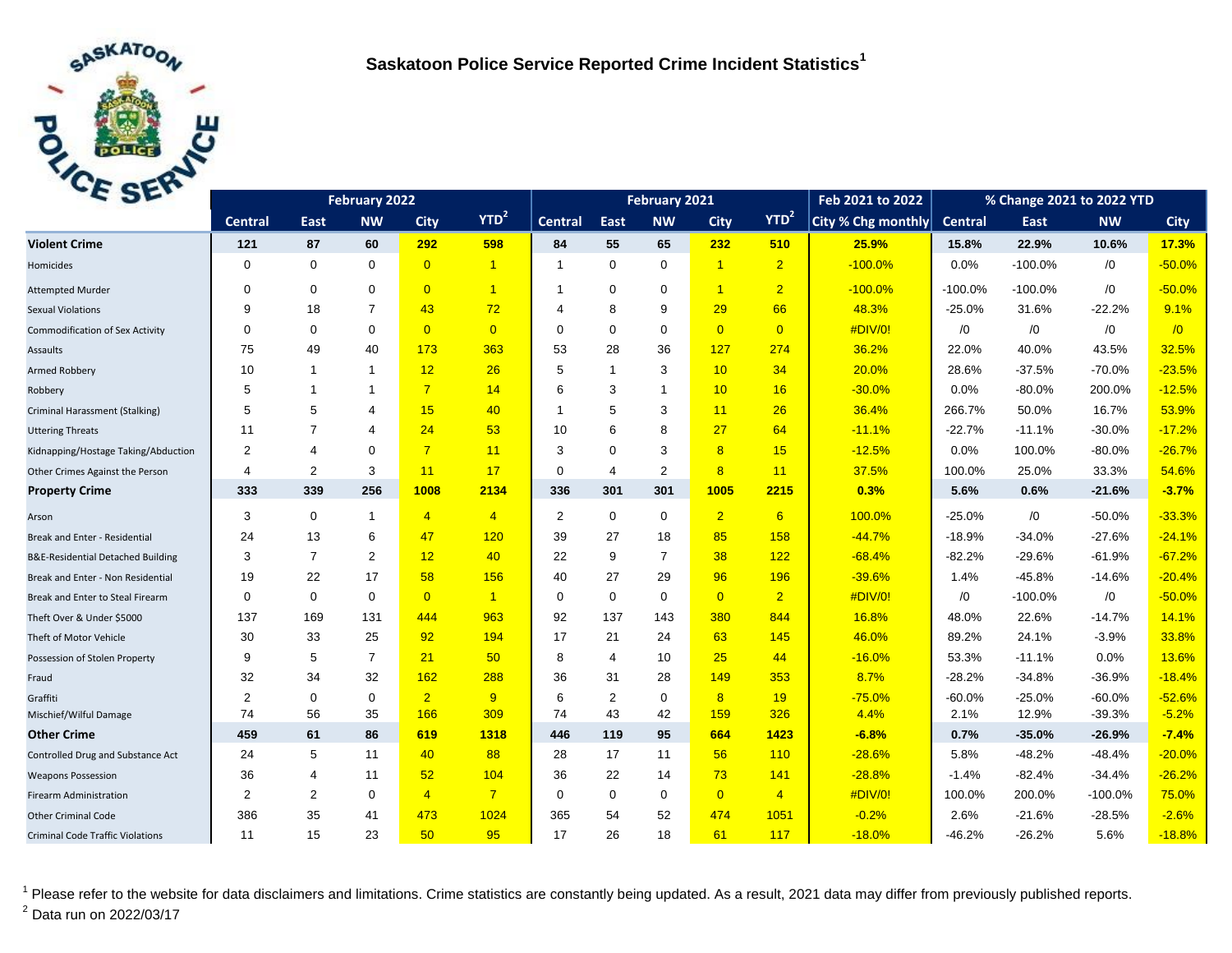# Saskatoon Police Service Reported Crime Incident Statistics[1]

| | February 2022 | | | | | February 2021 | | | | | Feb 2021 to 2022 | % Change 2021 to 2022 YTD | | | |
|---|---|---|---|---|---|---|---|---|---|---|---|---|---|---|---|
| | Central | East | NW | City | YTD[2] | Central | East | NW | City | YTD[2] | City % Chg monthly | Central | East | NW | City |
| **Violent Crime** | **121** | **87** | **60** | **292** | **598** | **84** | **55** | **65** | **232** | **510** | **25.9%** | **15.8%** | **22.9%** | **10.6%** | **17.3%** |
| Homicides | 0 | 0 | 0 | 0 | 1 | 1 | 0 | 0 | 1 | 2 | -100.0% | 0.0% | -100.0% | /0 | -50.0% |
| Attempted Murder | 0 | 0 | 0 | 0 | 1 | 1 | 0 | 0 | 1 | 2 | -100.0% | -100.0% | -100.0% | /0 | -50.0% |
| Sexual Violations | 9 | 18 | 7 | 43 | 72 | 4 | 8 | 9 | 29 | 66 | 48.3% | -25.0% | 31.6% | -22.2% | 9.1% |
| Commodification of Sex Activity | 0 | 0 | 0 | 0 | 0 | 0 | 0 | 0 | 0 | 0 | #DIV/0! | /0 | /0 | /0 | /0 |
| Assaults | 75 | 49 | 40 | 173 | 363 | 53 | 28 | 36 | 127 | 274 | 36.2% | 22.0% | 40.0% | 43.5% | 32.5% |
| Armed Robbery | 10 | 1 | 1 | 12 | 26 | 5 | 1 | 3 | 10 | 34 | 20.0% | 28.6% | -37.5% | -70.0% | -23.5% |
| Robbery | 5 | 1 | 1 | 7 | 14 | 6 | 3 | 1 | 10 | 16 | -30.0% | 0.0% | -80.0% | 200.0% | -12.5% |
| Criminal Harassment (Stalking) | 5 | 5 | 4 | 15 | 40 | 1 | 5 | 3 | 11 | 26 | 36.4% | 266.7% | 50.0% | 16.7% | 53.9% |
| Uttering Threats | 11 | 7 | 4 | 24 | 53 | 10 | 6 | 8 | 27 | 64 | -11.1% | -22.7% | -11.1% | -30.0% | -17.2% |
| Kidnapping/Hostage Taking/Abduction | 2 | 4 | 0 | 7 | 11 | 3 | 0 | 3 | 8 | 15 | -12.5% | 0.0% | 100.0% | -80.0% | -26.7% |
| Other Crimes Against the Person | 4 | 2 | 3 | 11 | 17 | 0 | 4 | 2 | 8 | 11 | 37.5% | 100.0% | 25.0% | 33.3% | 54.6% |
| **Property Crime** | **333** | **339** | **256** | **1008** | **2134** | **336** | **301** | **301** | **1005** | **2215** | **0.3%** | **5.6%** | **0.6%** | **-21.6%** | **-3.7%** |
| Arson | 3 | 0 | 1 | 4 | 4 | 2 | 0 | 0 | 2 | 6 | 100.0% | -25.0% | /0 | -50.0% | -33.3% |
| Break and Enter - Residential | 24 | 13 | 6 | 47 | 120 | 39 | 27 | 18 | 85 | 158 | -44.7% | -18.9% | -34.0% | -27.6% | -24.1% |
| B&E-Residential Detached Building | 3 | 7 | 2 | 12 | 40 | 22 | 9 | 7 | 38 | 122 | -68.4% | -82.2% | -29.6% | -61.9% | -67.2% |
| Break and Enter - Non Residential | 19 | 22 | 17 | 58 | 156 | 40 | 27 | 29 | 96 | 196 | -39.6% | 1.4% | -45.8% | -14.6% | -20.4% |
| Break and Enter to Steal Firearm | 0 | 0 | 0 | 0 | 1 | 0 | 0 | 0 | 0 | 2 | #DIV/0! | /0 | -100.0% | /0 | -50.0% |
| Theft Over & Under $5000 | 137 | 169 | 131 | 444 | 963 | 92 | 137 | 143 | 380 | 844 | 16.8% | 48.0% | 22.6% | -14.7% | 14.1% |
| Theft of Motor Vehicle | 30 | 33 | 25 | 92 | 194 | 17 | 21 | 24 | 63 | 145 | 46.0% | 89.2% | 24.1% | -3.9% | 33.8% |
| Possession of Stolen Property | 9 | 5 | 7 | 21 | 50 | 8 | 4 | 10 | 25 | 44 | -16.0% | 53.3% | -11.1% | 0.0% | 13.6% |
| Fraud | 32 | 34 | 32 | 162 | 288 | 36 | 31 | 28 | 149 | 353 | 8.7% | -28.2% | -34.8% | -36.9% | -18.4% |
| Graffiti | 2 | 0 | 0 | 2 | 9 | 6 | 2 | 0 | 8 | 19 | -75.0% | -60.0% | -25.0% | -60.0% | -52.6% |
| Mischief/Wilful Damage | 74 | 56 | 35 | 166 | 309 | 74 | 43 | 42 | 159 | 326 | 4.4% | 2.1% | 12.9% | -39.3% | -5.2% |
| **Other Crime** | **459** | **61** | **86** | **619** | **1318** | **446** | **119** | **95** | **664** | **1423** | **-6.8%** | **0.7%** | **-35.0%** | **-26.9%** | **-7.4%** |
| Controlled Drug and Substance Act | 24 | 5 | 11 | 40 | 88 | 28 | 17 | 11 | 56 | 110 | -28.6% | 5.8% | -48.2% | -48.4% | -20.0% |
| Weapons Possession | 36 | 4 | 11 | 52 | 104 | 36 | 22 | 14 | 73 | 141 | -28.8% | -1.4% | -82.4% | -34.4% | -26.2% |
| Firearm Administration | 2 | 2 | 0 | 4 | 7 | 0 | 0 | 0 | 0 | 4 | #DIV/0! | 100.0% | 200.0% | -100.0% | 75.0% |
| Other Criminal Code | 386 | 35 | 41 | 473 | 1024 | 365 | 54 | 52 | 474 | 1051 | -0.2% | 2.6% | -21.6% | -28.5% | -2.6% |
| Criminal Code Traffic Violations | 11 | 15 | 23 | 50 | 95 | 17 | 26 | 18 | 61 | 117 | -18.0% | -46.2% | -26.2% | 5.6% | -18.8% |

[1] Please refer to the website for data disclaimers and limitations. Crime statistics are constantly being updated. As a result, 2021 data may differ from previously published reports.

[2] Data run on 2022/03/17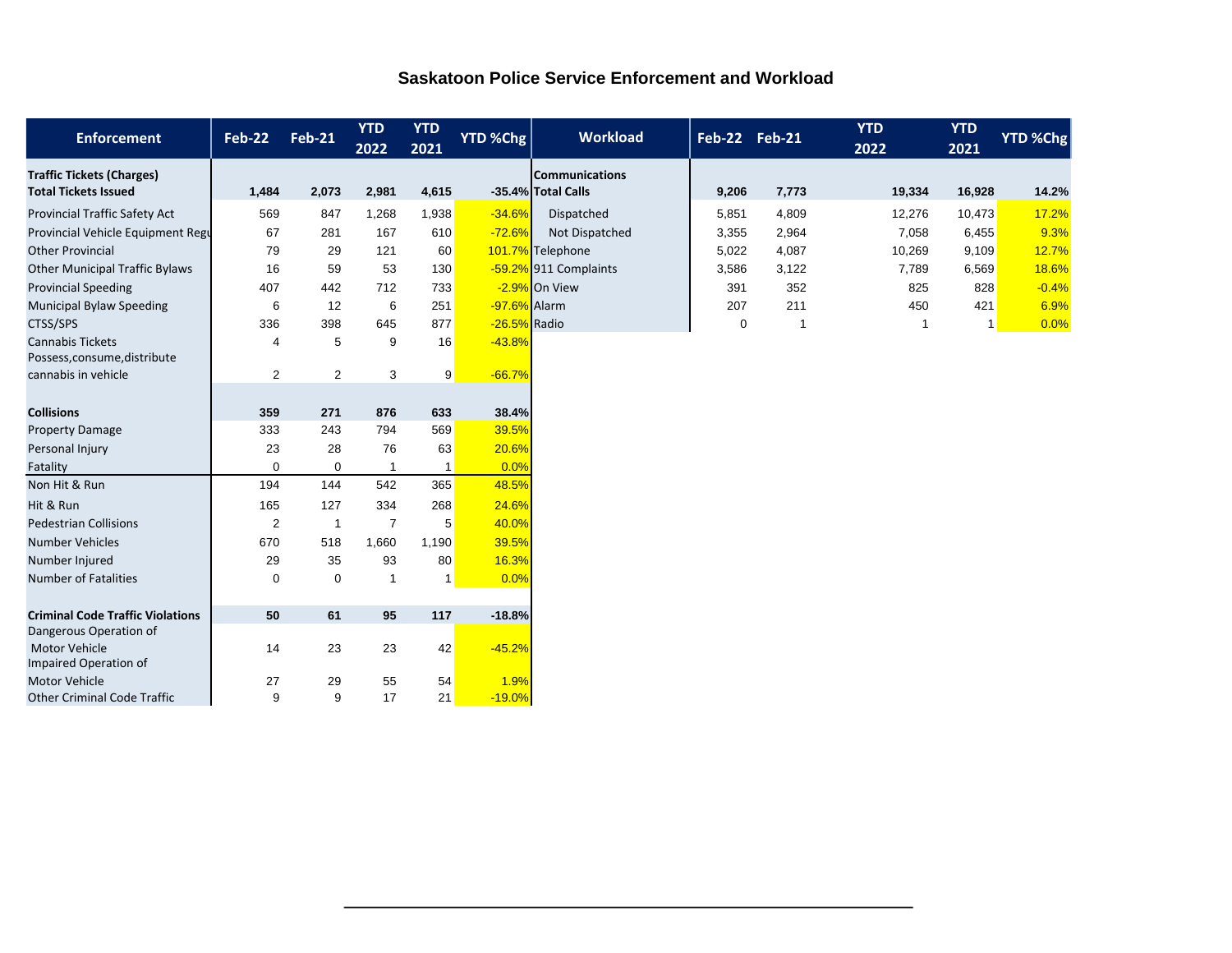# Saskatoon Police Service Enforcement and Workload

| Enforcement | Feb-22 | Feb-21 | YTD 2022 | YTD 2021 | YTD %Chg |
|---|---|---|---|---|---|
| **Traffic Tickets (Charges)** | | | | | |
| **Total Tickets Issued** | **1,484** | **2,073** | **2,981** | **4,615** | **-35.4%** |
| Provincial Traffic Safety Act | 569 | 847 | 1,268 | 1,938 | -34.6% |
| Provincial Vehicle Equipment Regu | 67 | 281 | 167 | 610 | -72.6% |
| Other Provincial | 79 | 29 | 121 | 60 | 101.7% |
| Other Municipal Traffic Bylaws | 16 | 59 | 53 | 130 | -59.2% |
| Provincial Speeding | 407 | 442 | 712 | 733 | -2.9% |
| Municipal Bylaw Speeding | 6 | 12 | 6 | 251 | -97.6% |
| CTSS/SPS | 336 | 398 | 645 | 877 | -26.5% |
| Cannabis Tickets | 4 | 5 | 9 | 16 | -43.8% |
| Possess,consume,distribute cannabis in vehicle | 2 | 2 | 3 | 9 | -66.7% |
| **Collisions** | **359** | **271** | **876** | **633** | **38.4%** |
| Property Damage | 333 | 243 | 794 | 569 | 39.5% |
| Personal Injury | 23 | 28 | 76 | 63 | 20.6% |
| Fatality | 0 | 0 | 1 | 1 | 0.0% |
| Non Hit & Run | 194 | 144 | 542 | 365 | 48.5% |
| Hit & Run | 165 | 127 | 334 | 268 | 24.6% |
| Pedestrian Collisions | 2 | 1 | 7 | 5 | 40.0% |
| Number Vehicles | 670 | 518 | 1,660 | 1,190 | 39.5% |
| Number Injured | 29 | 35 | 93 | 80 | 16.3% |
| Number of Fatalities | 0 | 0 | 1 | 1 | 0.0% |
| **Criminal Code Traffic Violations** | **50** | **61** | **95** | **117** | **-18.8%** |
| Dangerous Operation of Motor Vehicle | 14 | 23 | 23 | 42 | -45.2% |
| Impaired Operation of Motor Vehicle | 27 | 29 | 55 | 54 | 1.9% |
| Other Criminal Code Traffic | 9 | 9 | 17 | 21 | -19.0% |

| Workload | Feb-22 | Feb-21 | YTD 2022 | YTD 2021 | YTD %Chg |
|---|---|---|---|---|---|
| **Communications** | | | | | |
| **Total Calls** | **9,206** | **7,773** | **19,334** | **16,928** | **14.2%** |
| Dispatched | 5,851 | 4,809 | 12,276 | 10,473 | 17.2% |
| Not Dispatched | 3,355 | 2,964 | 7,058 | 6,455 | 9.3% |
| Telephone | 5,022 | 4,087 | 10,269 | 9,109 | 12.7% |
| 911 Complaints | 3,586 | 3,122 | 7,789 | 6,569 | 18.6% |
| On View | 391 | 352 | 825 | 828 | -0.4% |
| Alarm | 207 | 211 | 450 | 421 | 6.9% |
| Radio | 0 | 1 | 1 | 1 | 0.0% |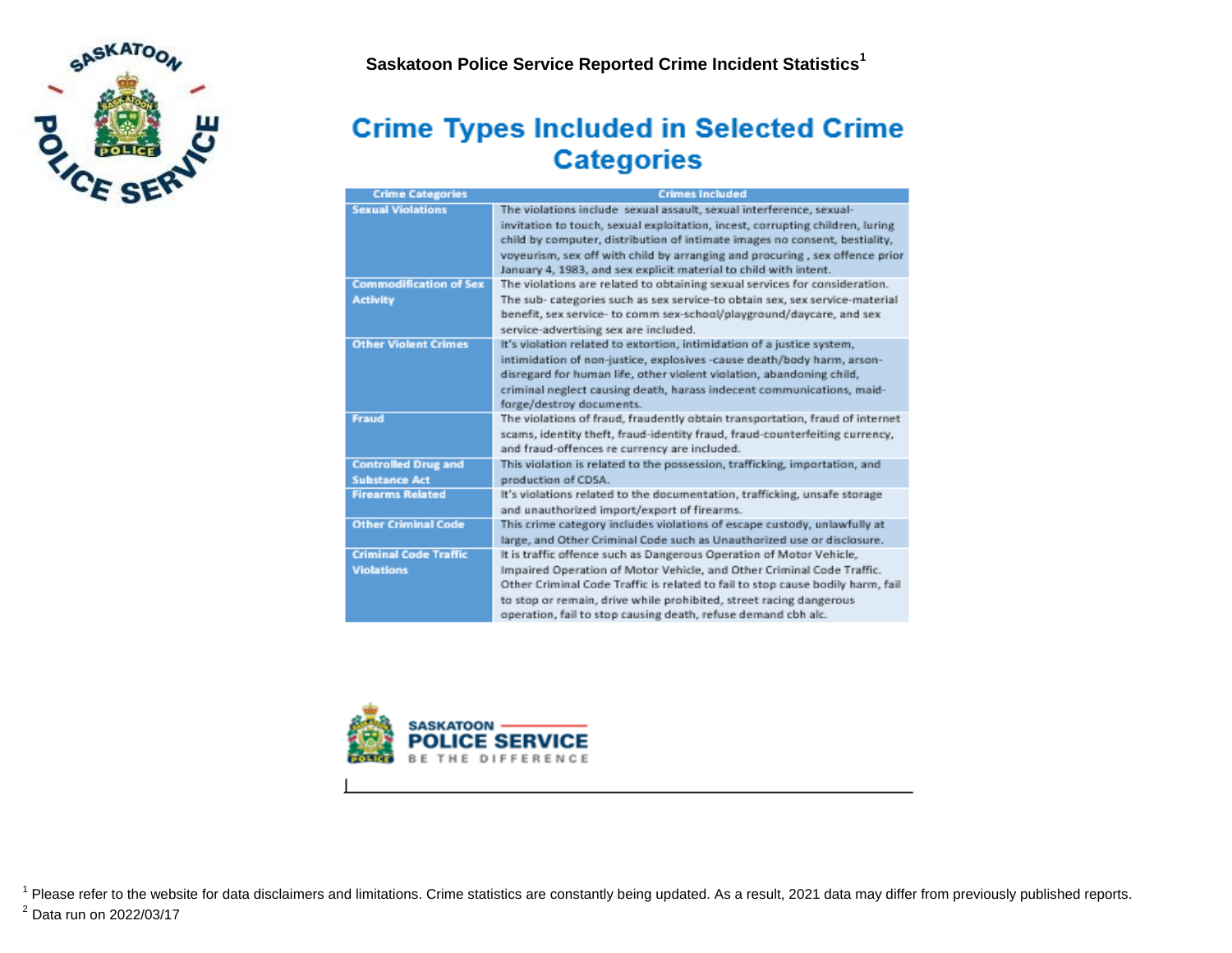Saskatoon Police Service Reported Crime Incident Statistics[1]

# Crime Types Included in Selected Crime Categories

| Crime Categories | Crimes Included |
| --- | --- |
| Sexual Violations | The violations include sexual assault, sexual interference, sexual-invitation to touch, sexual exploitation, incest, corrupting children, luring child by computer, distribution of intimate images no consent, bestiality, voyeurism, sex off with child by arranging and procuring , sex offence prior January 4, 1983, and sex explicit material to child with intent. |
| Commodification of Sex Activity | The violations are related to obtaining sexual services for consideration. The sub- categories such as sex service-to obtain sex, sex service-material benefit, sex service- to comm sex-school/playground/daycare, and sex service-advertising sex are included. |
| Other Violent Crimes | It's violation related to extortion, intimidation of a justice system, intimidation of non-justice, explosives -cause death/body harm, arson-disregard for human life, other violent violation, abandoning child, criminal neglect causing death, harass indecent communications, maid-forge/destroy documents. |
| Fraud | The violations of fraud, fraudently obtain transportation, fraud of internet scams, identity theft, fraud-identity fraud, fraud-counterfeiting currency, and fraud-offences re currency are included. |
| Controlled Drug and Substance Act | This violation is related to the possession, trafficking, importation, and production of CDSA. |
| Firearms Related | It's violations related to the documentation, trafficking, unsafe storage and unauthorized import/export of firearms. |
| Other Criminal Code | This crime category includes violations of escape custody, unlawfully at large, and Other Criminal Code such as Unauthorized use or disclosure. |
| Criminal Code Traffic Violations | It is traffic offence such as Dangerous Operation of Motor Vehicle, Impaired Operation of Motor Vehicle, and Other Criminal Code Traffic. Other Criminal Code Traffic is related to fail to stop cause bodily harm, fail to stop or remain, drive while prohibited, street racing dangerous operation, fail to stop causing death, refuse demand cbh alc. |

SASKATOON POLICE SERVICE
BE THE DIFFERENCE

[1] Please refer to the website for data disclaimers and limitations. Crime statistics are constantly being updated. As a result, 2021 data may differ from previously published reports.

[2] Data run on 2022/03/17